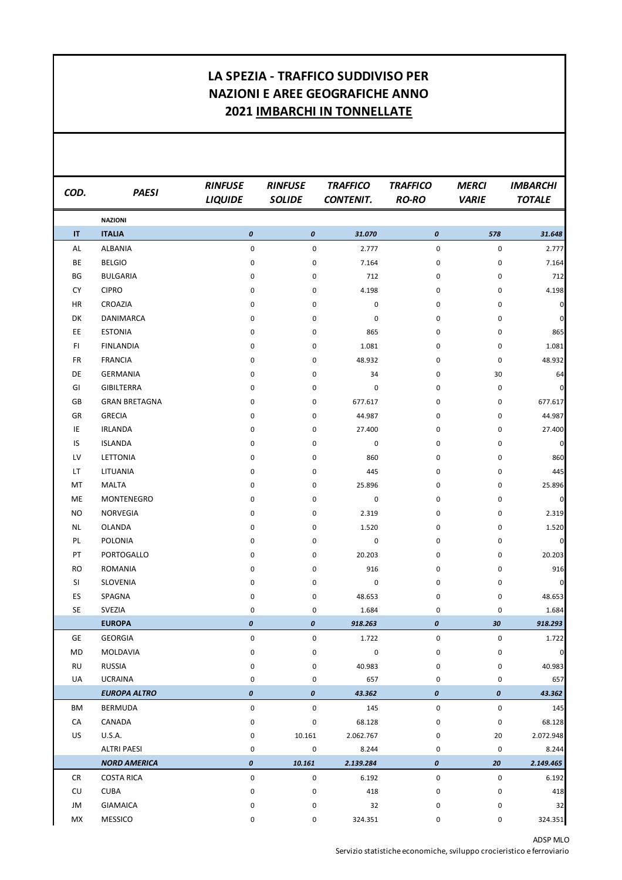# LA SPEZIA - TRAFFICO SUDDIVISO PER NAZIONI E AREE GEOGRAFICHE ANNO 2021 IMBARCHI IN TONNELLATE

| COD. | PAESI | RINFUSE LIQUIDE | RINFUSE SOLIDE | TRAFFICO CONTENIT. | TRAFFICO RO-RO | MERCI VARIE | IMBARCHI TOTALE |
|---|---|---|---|---|---|---|---|
| | **NAZIONI** | | | | | | |
| **IT** | **ITALIA** | ***0*** | ***0*** | ***31.070*** | ***0*** | ***578*** | ***31.648*** |
| AL | ALBANIA | 0 | 0 | 2.777 | 0 | 0 | 2.777 |
| BE | BELGIO | 0 | 0 | 7.164 | 0 | 0 | 7.164 |
| BG | BULGARIA | 0 | 0 | 712 | 0 | 0 | 712 |
| CY | CIPRO | 0 | 0 | 4.198 | 0 | 0 | 4.198 |
| HR | CROAZIA | 0 | 0 | 0 | 0 | 0 | 0 |
| DK | DANIMARCA | 0 | 0 | 0 | 0 | 0 | 0 |
| EE | ESTONIA | 0 | 0 | 865 | 0 | 0 | 865 |
| FI | FINLANDIA | 0 | 0 | 1.081 | 0 | 0 | 1.081 |
| FR | FRANCIA | 0 | 0 | 48.932 | 0 | 0 | 48.932 |
| DE | GERMANIA | 0 | 0 | 34 | 0 | 30 | 64 |
| GI | GIBILTERRA | 0 | 0 | 0 | 0 | 0 | 0 |
| GB | GRAN BRETAGNA | 0 | 0 | 677.617 | 0 | 0 | 677.617 |
| GR | GRECIA | 0 | 0 | 44.987 | 0 | 0 | 44.987 |
| IE | IRLANDA | 0 | 0 | 27.400 | 0 | 0 | 27.400 |
| IS | ISLANDA | 0 | 0 | 0 | 0 | 0 | 0 |
| LV | LETTONIA | 0 | 0 | 860 | 0 | 0 | 860 |
| LT | LITUANIA | 0 | 0 | 445 | 0 | 0 | 445 |
| MT | MALTA | 0 | 0 | 25.896 | 0 | 0 | 25.896 |
| ME | MONTENEGRO | 0 | 0 | 0 | 0 | 0 | 0 |
| NO | NORVEGIA | 0 | 0 | 2.319 | 0 | 0 | 2.319 |
| NL | OLANDA | 0 | 0 | 1.520 | 0 | 0 | 1.520 |
| PL | POLONIA | 0 | 0 | 0 | 0 | 0 | 0 |
| PT | PORTOGALLO | 0 | 0 | 20.203 | 0 | 0 | 20.203 |
| RO | ROMANIA | 0 | 0 | 916 | 0 | 0 | 916 |
| SI | SLOVENIA | 0 | 0 | 0 | 0 | 0 | 0 |
| ES | SPAGNA | 0 | 0 | 48.653 | 0 | 0 | 48.653 |
| SE | SVEZIA | 0 | 0 | 1.684 | 0 | 0 | 1.684 |
| | **EUROPA** | ***0*** | ***0*** | ***918.263*** | ***0*** | ***30*** | ***918.293*** |
| GE | GEORGIA | 0 | 0 | 1.722 | 0 | 0 | 1.722 |
| MD | MOLDAVIA | 0 | 0 | 0 | 0 | 0 | 0 |
| RU | RUSSIA | 0 | 0 | 40.983 | 0 | 0 | 40.983 |
| UA | UCRAINA | 0 | 0 | 657 | 0 | 0 | 657 |
| | ***EUROPA ALTRO*** | ***0*** | ***0*** | ***43.362*** | ***0*** | ***0*** | ***43.362*** |
| BM | BERMUDA | 0 | 0 | 145 | 0 | 0 | 145 |
| CA | CANADA | 0 | 0 | 68.128 | 0 | 0 | 68.128 |
| US | U.S.A. | 0 | 10.161 | 2.062.767 | 0 | 20 | 2.072.948 |
| | ALTRI PAESI | 0 | 0 | 8.244 | 0 | 0 | 8.244 |
| | ***NORD AMERICA*** | ***0*** | ***10.161*** | ***2.139.284*** | ***0*** | ***20*** | ***2.149.465*** |
| CR | COSTA RICA | 0 | 0 | 6.192 | 0 | 0 | 6.192 |
| CU | CUBA | 0 | 0 | 418 | 0 | 0 | 418 |
| JM | GIAMAICA | 0 | 0 | 32 | 0 | 0 | 32 |
| MX | MESSICO | 0 | 0 | 324.351 | 0 | 0 | 324.351 |

ADSP MLO
Servizio statistiche economiche, sviluppo crocieristico e ferroviario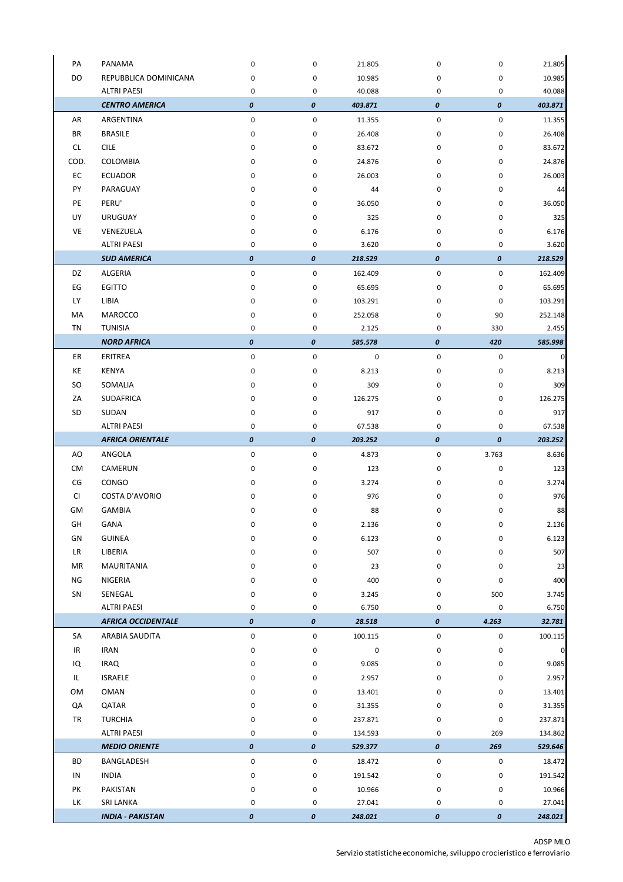| | | | | | | | |
|---|---|---|---|---|---|---|---|
| PA | PANAMA | 0 | 0 | 21.805 | 0 | 0 | 21.805 |
| DO | REPUBBLICA DOMINICANA | 0 | 0 | 10.985 | 0 | 0 | 10.985 |
| | ALTRI PAESI | 0 | 0 | 40.088 | 0 | 0 | 40.088 |
| | ***CENTRO AMERICA*** | ***0*** | ***0*** | ***403.871*** | ***0*** | ***0*** | ***403.871*** |
| AR | ARGENTINA | 0 | 0 | 11.355 | 0 | 0 | 11.355 |
| BR | BRASILE | 0 | 0 | 26.408 | 0 | 0 | 26.408 |
| CL | CILE | 0 | 0 | 83.672 | 0 | 0 | 83.672 |
| COD. | COLOMBIA | 0 | 0 | 24.876 | 0 | 0 | 24.876 |
| EC | ECUADOR | 0 | 0 | 26.003 | 0 | 0 | 26.003 |
| PY | PARAGUAY | 0 | 0 | 44 | 0 | 0 | 44 |
| PE | PERU' | 0 | 0 | 36.050 | 0 | 0 | 36.050 |
| UY | URUGUAY | 0 | 0 | 325 | 0 | 0 | 325 |
| VE | VENEZUELA | 0 | 0 | 6.176 | 0 | 0 | 6.176 |
| | ALTRI PAESI | 0 | 0 | 3.620 | 0 | 0 | 3.620 |
| | ***SUD AMERICA*** | ***0*** | ***0*** | ***218.529*** | ***0*** | ***0*** | ***218.529*** |
| DZ | ALGERIA | 0 | 0 | 162.409 | 0 | 0 | 162.409 |
| EG | EGITTO | 0 | 0 | 65.695 | 0 | 0 | 65.695 |
| LY | LIBIA | 0 | 0 | 103.291 | 0 | 0 | 103.291 |
| MA | MAROCCO | 0 | 0 | 252.058 | 0 | 90 | 252.148 |
| TN | TUNISIA | 0 | 0 | 2.125 | 0 | 330 | 2.455 |
| | ***NORD AFRICA*** | ***0*** | ***0*** | ***585.578*** | ***0*** | ***420*** | ***585.998*** |
| ER | ERITREA | 0 | 0 | 0 | 0 | 0 | 0 |
| KE | KENYA | 0 | 0 | 8.213 | 0 | 0 | 8.213 |
| SO | SOMALIA | 0 | 0 | 309 | 0 | 0 | 309 |
| ZA | SUDAFRICA | 0 | 0 | 126.275 | 0 | 0 | 126.275 |
| SD | SUDAN | 0 | 0 | 917 | 0 | 0 | 917 |
| | ALTRI PAESI | 0 | 0 | 67.538 | 0 | 0 | 67.538 |
| | ***AFRICA ORIENTALE*** | ***0*** | ***0*** | ***203.252*** | ***0*** | ***0*** | ***203.252*** |
| AO | ANGOLA | 0 | 0 | 4.873 | 0 | 3.763 | 8.636 |
| CM | CAMERUN | 0 | 0 | 123 | 0 | 0 | 123 |
| CG | CONGO | 0 | 0 | 3.274 | 0 | 0 | 3.274 |
| CI | COSTA D'AVORIO | 0 | 0 | 976 | 0 | 0 | 976 |
| GM | GAMBIA | 0 | 0 | 88 | 0 | 0 | 88 |
| GH | GANA | 0 | 0 | 2.136 | 0 | 0 | 2.136 |
| GN | GUINEA | 0 | 0 | 6.123 | 0 | 0 | 6.123 |
| LR | LIBERIA | 0 | 0 | 507 | 0 | 0 | 507 |
| MR | MAURITANIA | 0 | 0 | 23 | 0 | 0 | 23 |
| NG | NIGERIA | 0 | 0 | 400 | 0 | 0 | 400 |
| SN | SENEGAL | 0 | 0 | 3.245 | 0 | 500 | 3.745 |
| | ALTRI PAESI | 0 | 0 | 6.750 | 0 | 0 | 6.750 |
| | ***AFRICA OCCIDENTALE*** | ***0*** | ***0*** | ***28.518*** | ***0*** | ***4.263*** | ***32.781*** |
| SA | ARABIA SAUDITA | 0 | 0 | 100.115 | 0 | 0 | 100.115 |
| IR | IRAN | 0 | 0 | 0 | 0 | 0 | 0 |
| IQ | IRAQ | 0 | 0 | 9.085 | 0 | 0 | 9.085 |
| IL | ISRAELE | 0 | 0 | 2.957 | 0 | 0 | 2.957 |
| OM | OMAN | 0 | 0 | 13.401 | 0 | 0 | 13.401 |
| QA | QATAR | 0 | 0 | 31.355 | 0 | 0 | 31.355 |
| TR | TURCHIA | 0 | 0 | 237.871 | 0 | 0 | 237.871 |
| | ALTRI PAESI | 0 | 0 | 134.593 | 0 | 269 | 134.862 |
| | ***MEDIO ORIENTE*** | ***0*** | ***0*** | ***529.377*** | ***0*** | ***269*** | ***529.646*** |
| BD | BANGLADESH | 0 | 0 | 18.472 | 0 | 0 | 18.472 |
| IN | INDIA | 0 | 0 | 191.542 | 0 | 0 | 191.542 |
| PK | PAKISTAN | 0 | 0 | 10.966 | 0 | 0 | 10.966 |
| LK | SRI LANKA | 0 | 0 | 27.041 | 0 | 0 | 27.041 |
| | ***INDIA - PAKISTAN*** | ***0*** | ***0*** | ***248.021*** | ***0*** | ***0*** | ***248.021*** |

ADSP MLO
Servizio statistiche economiche, sviluppo crocieristico e ferroviario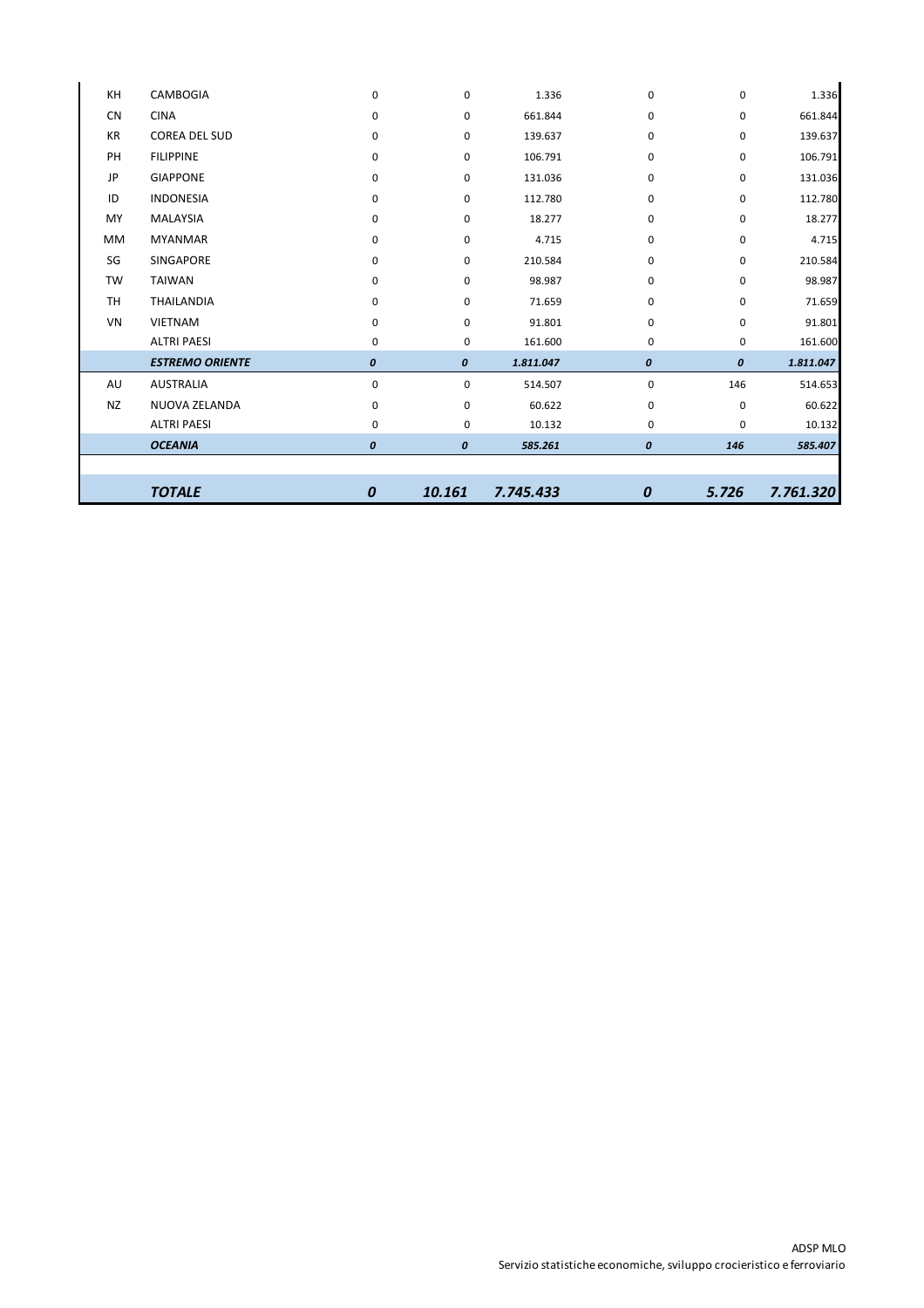| | | | | | | | |
|---|---|---|---|---|---|---|---|
| KH | CAMBOGIA | 0 | 0 | 1.336 | 0 | 0 | 1.336 |
| CN | CINA | 0 | 0 | 661.844 | 0 | 0 | 661.844 |
| KR | COREA DEL SUD | 0 | 0 | 139.637 | 0 | 0 | 139.637 |
| PH | FILIPPINE | 0 | 0 | 106.791 | 0 | 0 | 106.791 |
| JP | GIAPPONE | 0 | 0 | 131.036 | 0 | 0 | 131.036 |
| ID | INDONESIA | 0 | 0 | 112.780 | 0 | 0 | 112.780 |
| MY | MALAYSIA | 0 | 0 | 18.277 | 0 | 0 | 18.277 |
| MM | MYANMAR | 0 | 0 | 4.715 | 0 | 0 | 4.715 |
| SG | SINGAPORE | 0 | 0 | 210.584 | 0 | 0 | 210.584 |
| TW | TAIWAN | 0 | 0 | 98.987 | 0 | 0 | 98.987 |
| TH | THAILANDIA | 0 | 0 | 71.659 | 0 | 0 | 71.659 |
| VN | VIETNAM | 0 | 0 | 91.801 | 0 | 0 | 91.801 |
| | ALTRI PAESI | 0 | 0 | 161.600 | 0 | 0 | 161.600 |
| | ***ESTREMO ORIENTE*** | ***0*** | ***0*** | ***1.811.047*** | ***0*** | ***0*** | ***1.811.047*** |
| AU | AUSTRALIA | 0 | 0 | 514.507 | 0 | 146 | 514.653 |
| NZ | NUOVA ZELANDA | 0 | 0 | 60.622 | 0 | 0 | 60.622 |
| | ALTRI PAESI | 0 | 0 | 10.132 | 0 | 0 | 10.132 |
| | ***OCEANIA*** | ***0*** | ***0*** | ***585.261*** | ***0*** | ***146*** | ***585.407*** |
| | | | | | | | |
| | ***TOTALE*** | ***0*** | ***10.161*** | ***7.745.433*** | ***0*** | ***5.726*** | ***7.761.320*** |

ADSP MLO
Servizio statistiche economiche, sviluppo crocieristico e ferroviario